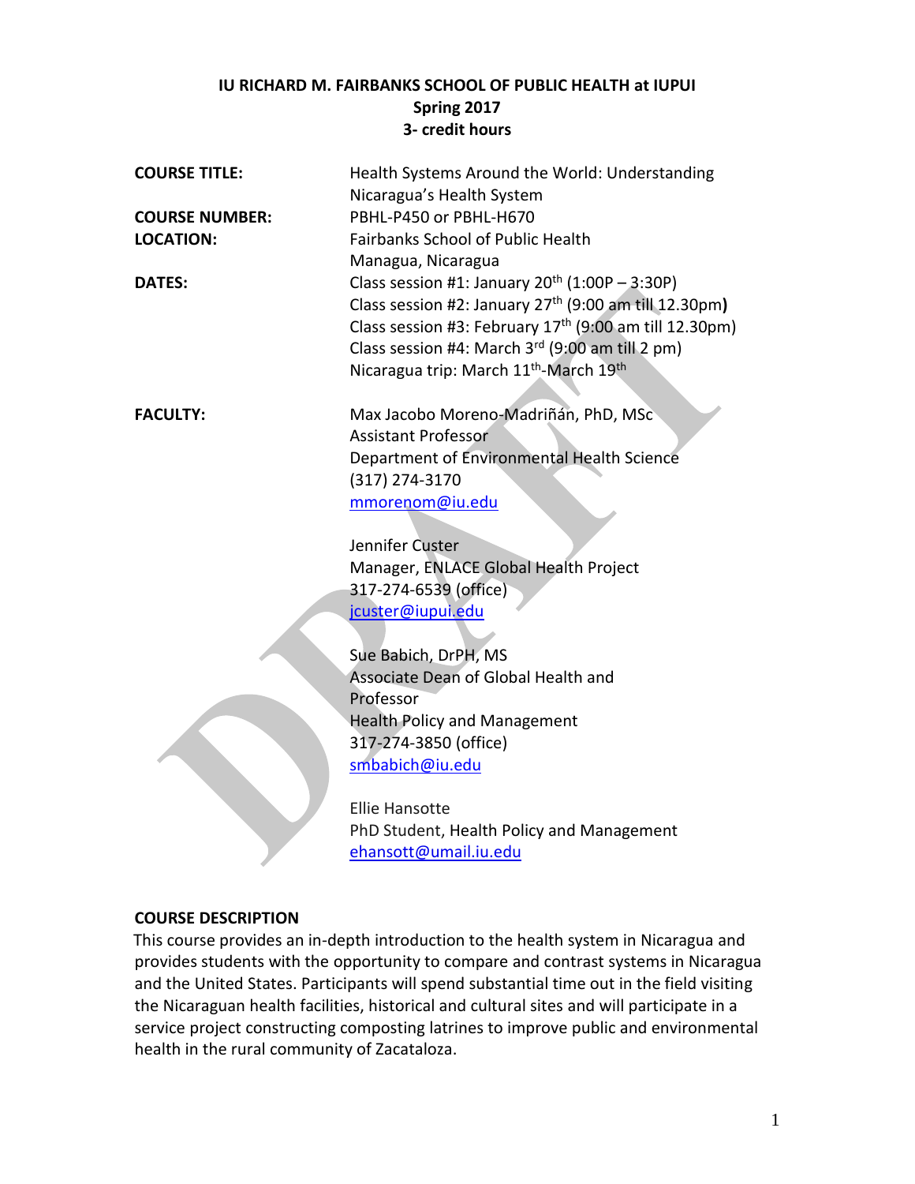**IU RICHARD M. FAIRBANKS SCHOOL OF PUBLIC HEALTH at IUPUI**
**Spring 2017**
**3- credit hours**

**COURSE TITLE:** Health Systems Around the World: Understanding Nicaragua's Health System

**COURSE NUMBER:** PBHL-P450 or PBHL-H670

**LOCATION:** Fairbanks School of Public Health
Managua, Nicaragua

**DATES:**
Class session #1: January 20th (1:00P – 3:30P)
Class session #2: January 27th (9:00 am till 12.30pm)
Class session #3: February 17th (9:00 am till 12.30pm)
Class session #4: March 3rd (9:00 am till 2 pm)
Nicaragua trip: March 11th-March 19th

**FACULTY:**

Max Jacobo Moreno-Madriñán, PhD, MSc
Assistant Professor
Department of Environmental Health Science
(317) 274-3170
mmorenom@iu.edu

Jennifer Custer
Manager, ENLACE Global Health Project
317-274-6539 (office)
jcuster@iupui.edu

Sue Babich, DrPH, MS
Associate Dean of Global Health and Professor
Health Policy and Management
317-274-3850 (office)
smbabich@iu.edu

Ellie Hansotte
PhD Student, Health Policy and Management
ehansott@umail.iu.edu

## COURSE DESCRIPTION

This course provides an in-depth introduction to the health system in Nicaragua and provides students with the opportunity to compare and contrast systems in Nicaragua and the United States. Participants will spend substantial time out in the field visiting the Nicaraguan health facilities, historical and cultural sites and will participate in a service project constructing composting latrines to improve public and environmental health in the rural community of Zacataloza.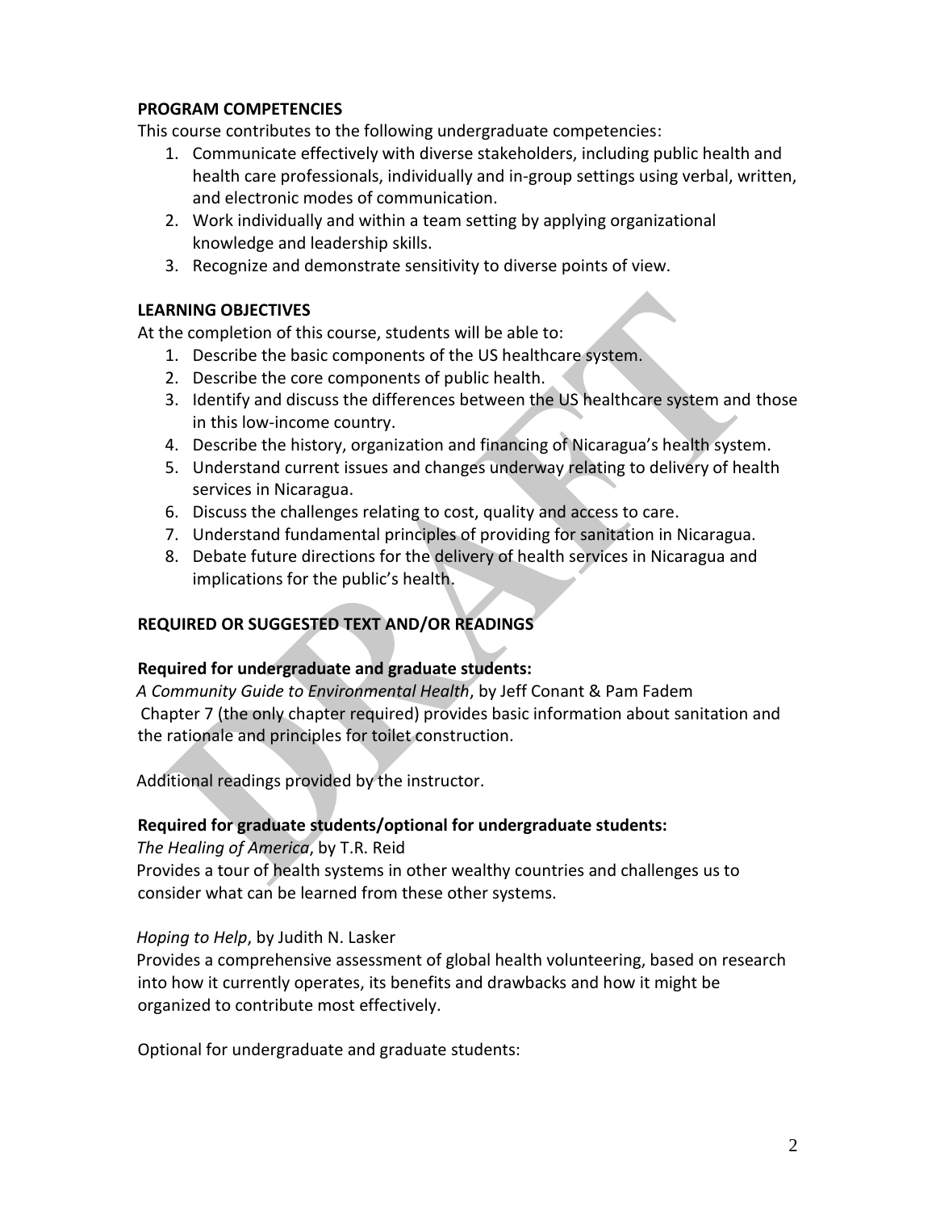## PROGRAM COMPETENCIES

This course contributes to the following undergraduate competencies:

1. Communicate effectively with diverse stakeholders, including public health and health care professionals, individually and in-group settings using verbal, written, and electronic modes of communication.
2. Work individually and within a team setting by applying organizational knowledge and leadership skills.
3. Recognize and demonstrate sensitivity to diverse points of view.

## LEARNING OBJECTIVES

At the completion of this course, students will be able to:

1. Describe the basic components of the US healthcare system.
2. Describe the core components of public health.
3. Identify and discuss the differences between the US healthcare system and those in this low-income country.
4. Describe the history, organization and financing of Nicaragua's health system.
5. Understand current issues and changes underway relating to delivery of health services in Nicaragua.
6. Discuss the challenges relating to cost, quality and access to care.
7. Understand fundamental principles of providing for sanitation in Nicaragua.
8. Debate future directions for the delivery of health services in Nicaragua and implications for the public's health.

## REQUIRED OR SUGGESTED TEXT AND/OR READINGS

### Required for undergraduate and graduate students:

*A Community Guide to Environmental Health*, by Jeff Conant & Pam Fadem
Chapter 7 (the only chapter required) provides basic information about sanitation and the rationale and principles for toilet construction.

Additional readings provided by the instructor.

### Required for graduate students/optional for undergraduate students:

*The Healing of America*, by T.R. Reid
Provides a tour of health systems in other wealthy countries and challenges us to consider what can be learned from these other systems.

*Hoping to Help*, by Judith N. Lasker
Provides a comprehensive assessment of global health volunteering, based on research into how it currently operates, its benefits and drawbacks and how it might be organized to contribute most effectively.

Optional for undergraduate and graduate students: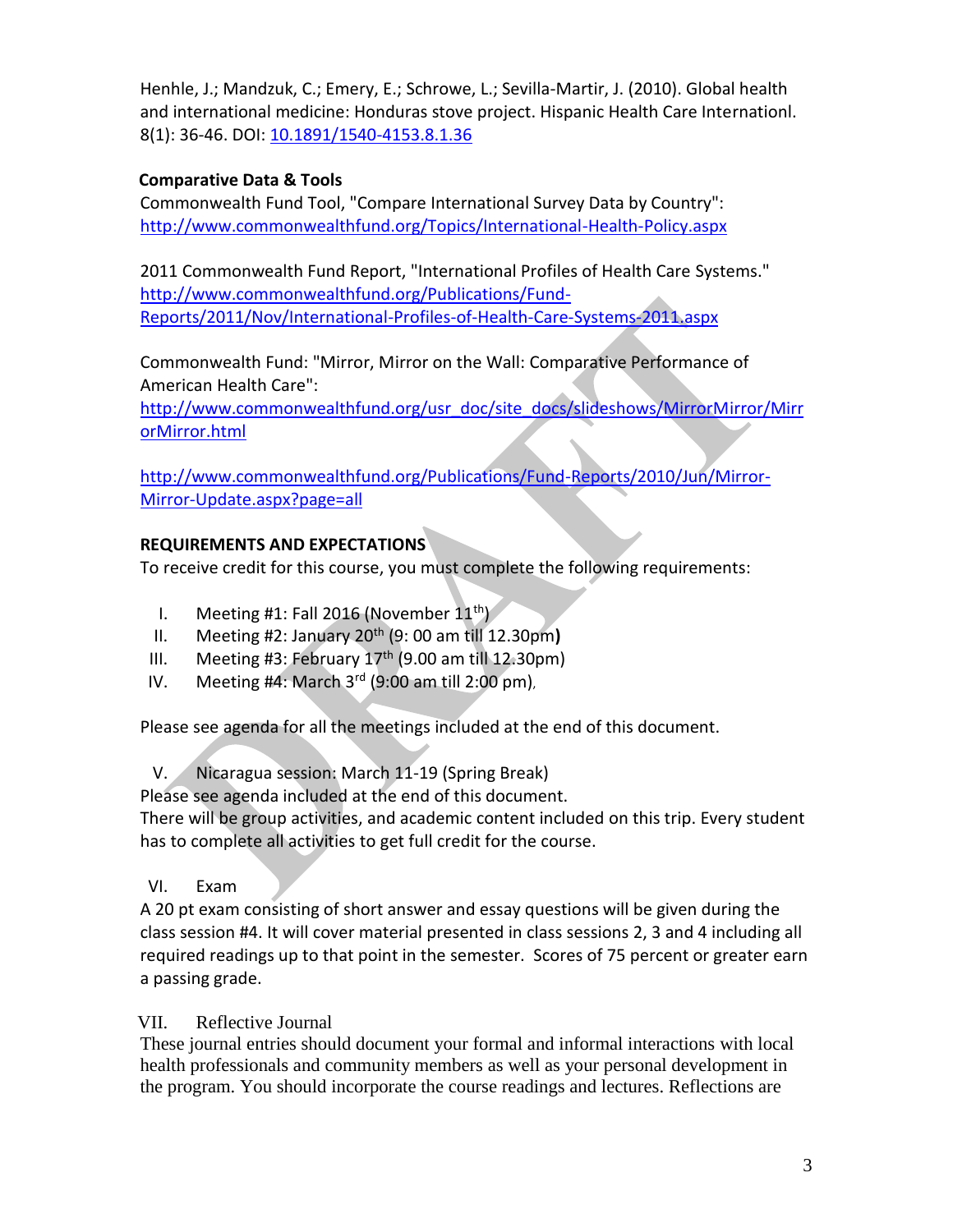Henhle, J.; Mandzuk, C.; Emery, E.; Schrowe, L.; Sevilla-Martir, J. (2010). Global health and international medicine: Honduras stove project. Hispanic Health Care Internationl. 8(1): 36-46. DOI: [10.1891/1540-4153.8.1.36](10.1891/1540-4153.8.1.36)

**Comparative Data & Tools**

Commonwealth Fund Tool, "Compare International Survey Data by Country": http://www.commonwealthfund.org/Topics/International-Health-Policy.aspx

2011 Commonwealth Fund Report, "International Profiles of Health Care Systems." http://www.commonwealthfund.org/Publications/Fund-Reports/2011/Nov/International-Profiles-of-Health-Care-Systems-2011.aspx

Commonwealth Fund: "Mirror, Mirror on the Wall: Comparative Performance of American Health Care": http://www.commonwealthfund.org/usr_doc/site_docs/slideshows/MirrorMirror/MirrorMirror.html

http://www.commonwealthfund.org/Publications/Fund-Reports/2010/Jun/Mirror-Mirror-Update.aspx?page=all

**REQUIREMENTS AND EXPECTATIONS**

To receive credit for this course, you must complete the following requirements:

I. Meeting #1: Fall 2016 (November 11th)
II. Meeting #2: January 20th (9: 00 am till 12.30pm**)**
III. Meeting #3: February 17th (9.00 am till 12.30pm)
IV. Meeting #4: March 3rd (9:00 am till 2:00 pm),

Please see agenda for all the meetings included at the end of this document.

V. Nicaragua session: March 11-19 (Spring Break)

Please see agenda included at the end of this document.

There will be group activities, and academic content included on this trip. Every student has to complete all activities to get full credit for the course.

VI. Exam

A 20 pt exam consisting of short answer and essay questions will be given during the class session #4. It will cover material presented in class sessions 2, 3 and 4 including all required readings up to that point in the semester. Scores of 75 percent or greater earn a passing grade.

VII. Reflective Journal

These journal entries should document your formal and informal interactions with local health professionals and community members as well as your personal development in the program. You should incorporate the course readings and lectures. Reflections are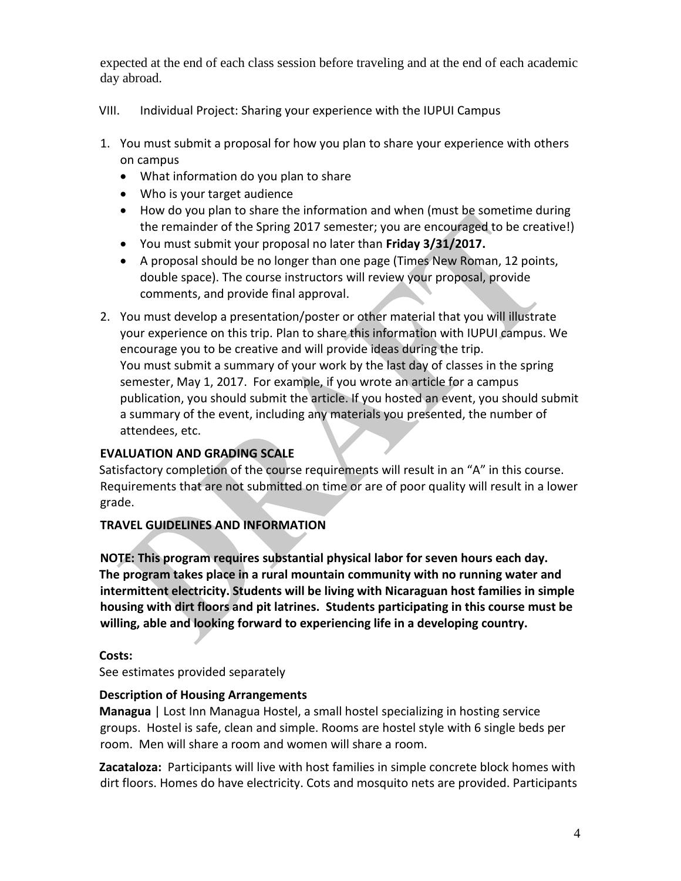expected at the end of each class session before traveling and at the end of each academic day abroad.

VIII. Individual Project: Sharing your experience with the IUPUI Campus

1. You must submit a proposal for how you plan to share your experience with others on campus
   - What information do you plan to share
   - Who is your target audience
   - How do you plan to share the information and when (must be sometime during the remainder of the Spring 2017 semester; you are encouraged to be creative!)
   - You must submit your proposal no later than **Friday 3/31/2017.**
   - A proposal should be no longer than one page (Times New Roman, 12 points, double space). The course instructors will review your proposal, provide comments, and provide final approval.
2. You must develop a presentation/poster or other material that you will illustrate your experience on this trip. Plan to share this information with IUPUI campus. We encourage you to be creative and will provide ideas during the trip.
   You must submit a summary of your work by the last day of classes in the spring semester, May 1, 2017. For example, if you wrote an article for a campus publication, you should submit the article. If you hosted an event, you should submit a summary of the event, including any materials you presented, the number of attendees, etc.

**EVALUATION AND GRADING SCALE**

Satisfactory completion of the course requirements will result in an "A" in this course. Requirements that are not submitted on time or are of poor quality will result in a lower grade.

**TRAVEL GUIDELINES AND INFORMATION**

**NOTE: This program requires substantial physical labor for seven hours each day. The program takes place in a rural mountain community with no running water and intermittent electricity. Students will be living with Nicaraguan host families in simple housing with dirt floors and pit latrines. Students participating in this course must be willing, able and looking forward to experiencing life in a developing country.**

**Costs:**

See estimates provided separately

**Description of Housing Arrangements**

**Managua** | Lost Inn Managua Hostel, a small hostel specializing in hosting service groups. Hostel is safe, clean and simple. Rooms are hostel style with 6 single beds per room. Men will share a room and women will share a room.

**Zacataloza:** Participants will live with host families in simple concrete block homes with dirt floors. Homes do have electricity. Cots and mosquito nets are provided. Participants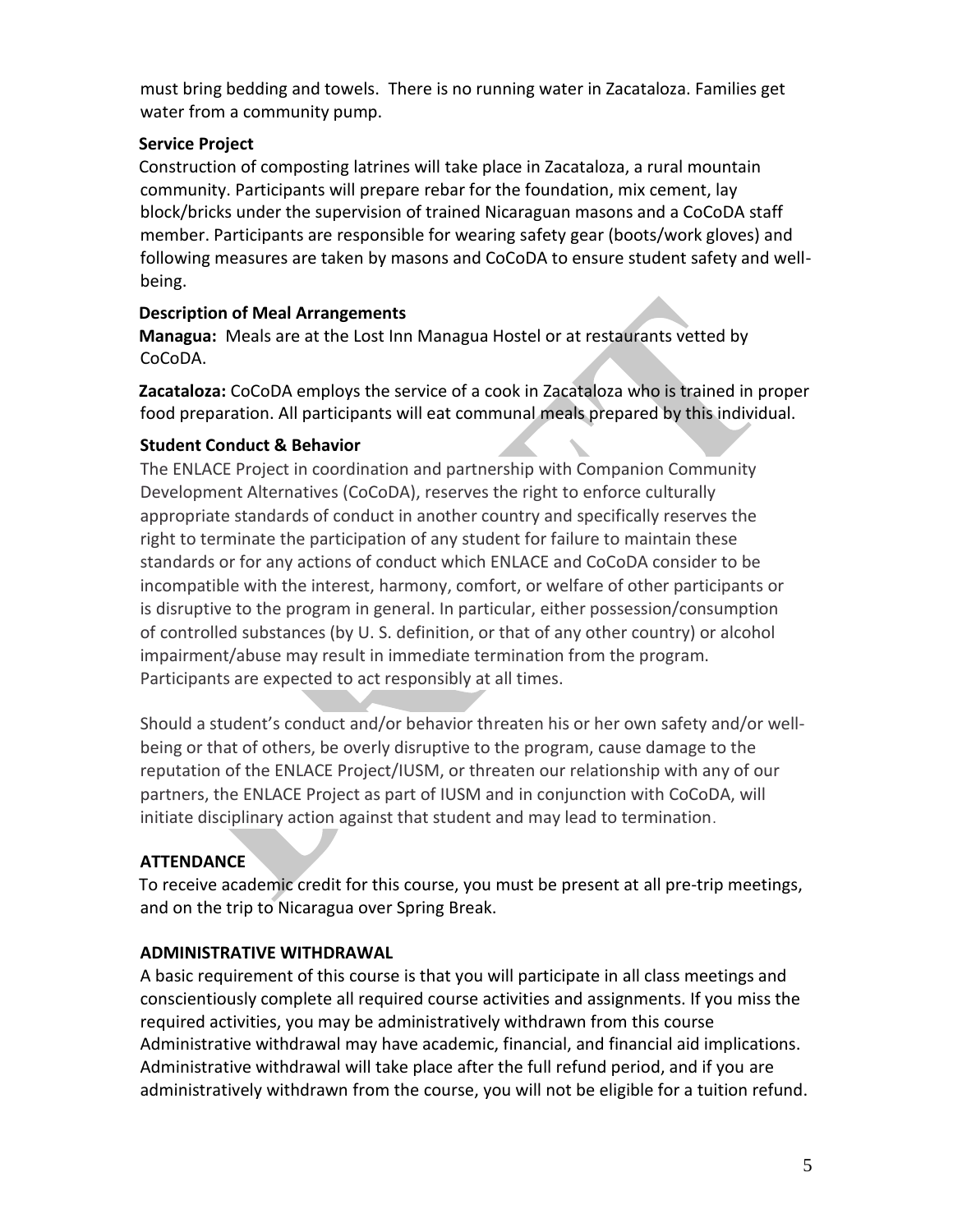must bring bedding and towels.  There is no running water in Zacataloza. Families get water from a community pump.

**Service Project**

Construction of composting latrines will take place in Zacataloza, a rural mountain community. Participants will prepare rebar for the foundation, mix cement, lay block/bricks under the supervision of trained Nicaraguan masons and a CoCoDA staff member. Participants are responsible for wearing safety gear (boots/work gloves) and following measures are taken by masons and CoCoDA to ensure student safety and well-being.

**Description of Meal Arrangements**

**Managua:** Meals are at the Lost Inn Managua Hostel or at restaurants vetted by CoCoDA.

**Zacataloza:** CoCoDA employs the service of a cook in Zacataloza who is trained in proper food preparation. All participants will eat communal meals prepared by this individual.

**Student Conduct & Behavior**

The ENLACE Project in coordination and partnership with Companion Community Development Alternatives (CoCoDA), reserves the right to enforce culturally appropriate standards of conduct in another country and specifically reserves the right to terminate the participation of any student for failure to maintain these standards or for any actions of conduct which ENLACE and CoCoDA consider to be incompatible with the interest, harmony, comfort, or welfare of other participants or is disruptive to the program in general. In particular, either possession/consumption of controlled substances (by U. S. definition, or that of any other country) or alcohol impairment/abuse may result in immediate termination from the program. Participants are expected to act responsibly at all times.

Should a student's conduct and/or behavior threaten his or her own safety and/or well-being or that of others, be overly disruptive to the program, cause damage to the reputation of the ENLACE Project/IUSM, or threaten our relationship with any of our partners, the ENLACE Project as part of IUSM and in conjunction with CoCoDA, will initiate disciplinary action against that student and may lead to termination.

## ATTENDANCE

To receive academic credit for this course, you must be present at all pre-trip meetings, and on the trip to Nicaragua over Spring Break.

## ADMINISTRATIVE WITHDRAWAL

A basic requirement of this course is that you will participate in all class meetings and conscientiously complete all required course activities and assignments. If you miss the required activities, you may be administratively withdrawn from this course Administrative withdrawal may have academic, financial, and financial aid implications. Administrative withdrawal will take place after the full refund period, and if you are administratively withdrawn from the course, you will not be eligible for a tuition refund.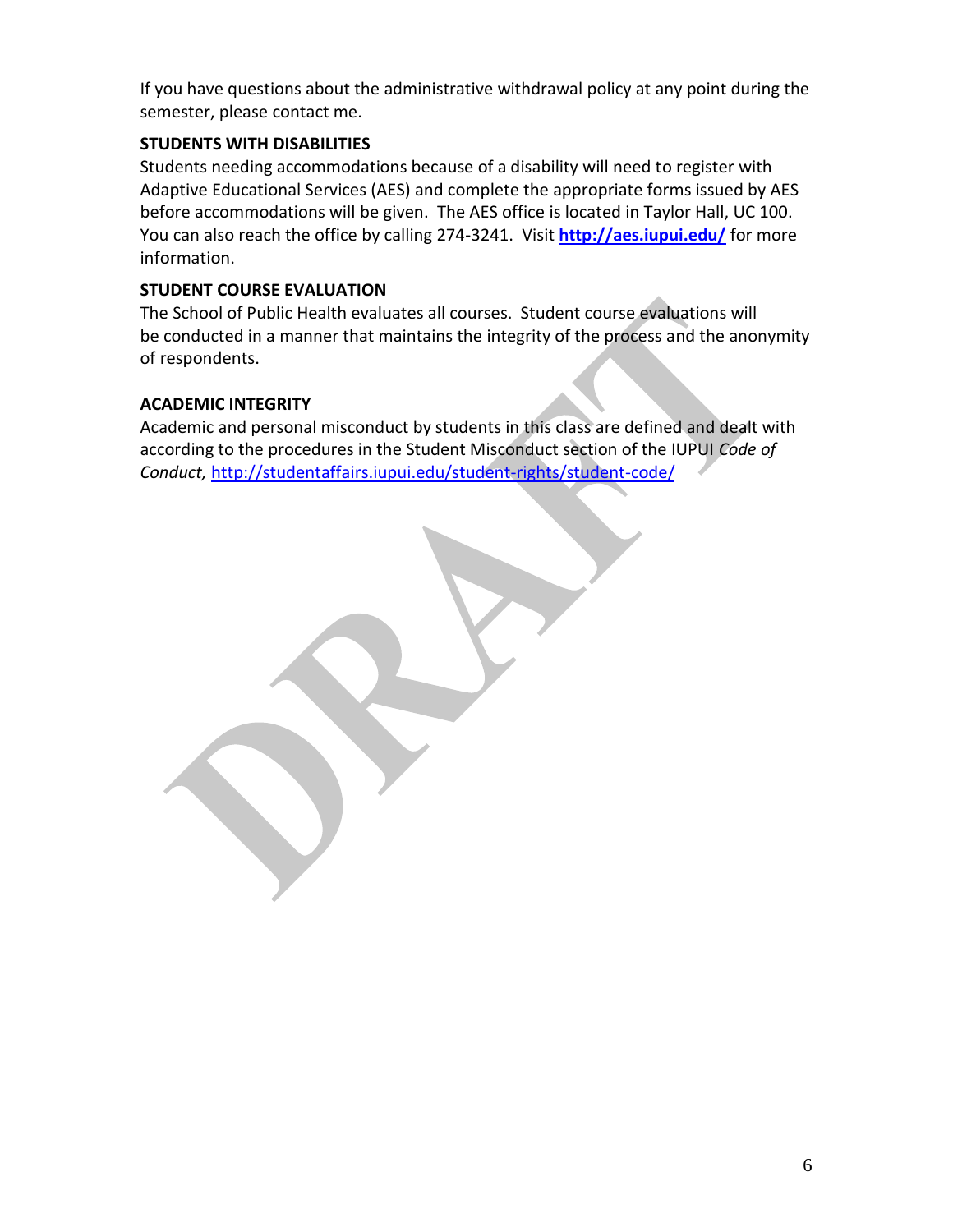If you have questions about the administrative withdrawal policy at any point during the semester, please contact me.

### STUDENTS WITH DISABILITIES

Students needing accommodations because of a disability will need to register with Adaptive Educational Services (AES) and complete the appropriate forms issued by AES before accommodations will be given. The AES office is located in Taylor Hall, UC 100. You can also reach the office by calling 274-3241. Visit **http://aes.iupui.edu/** for more information.

### STUDENT COURSE EVALUATION

The School of Public Health evaluates all courses. Student course evaluations will be conducted in a manner that maintains the integrity of the process and the anonymity of respondents.

### ACADEMIC INTEGRITY

Academic and personal misconduct by students in this class are defined and dealt with according to the procedures in the Student Misconduct section of the IUPUI *Code of Conduct,* http://studentaffairs.iupui.edu/student-rights/student-code/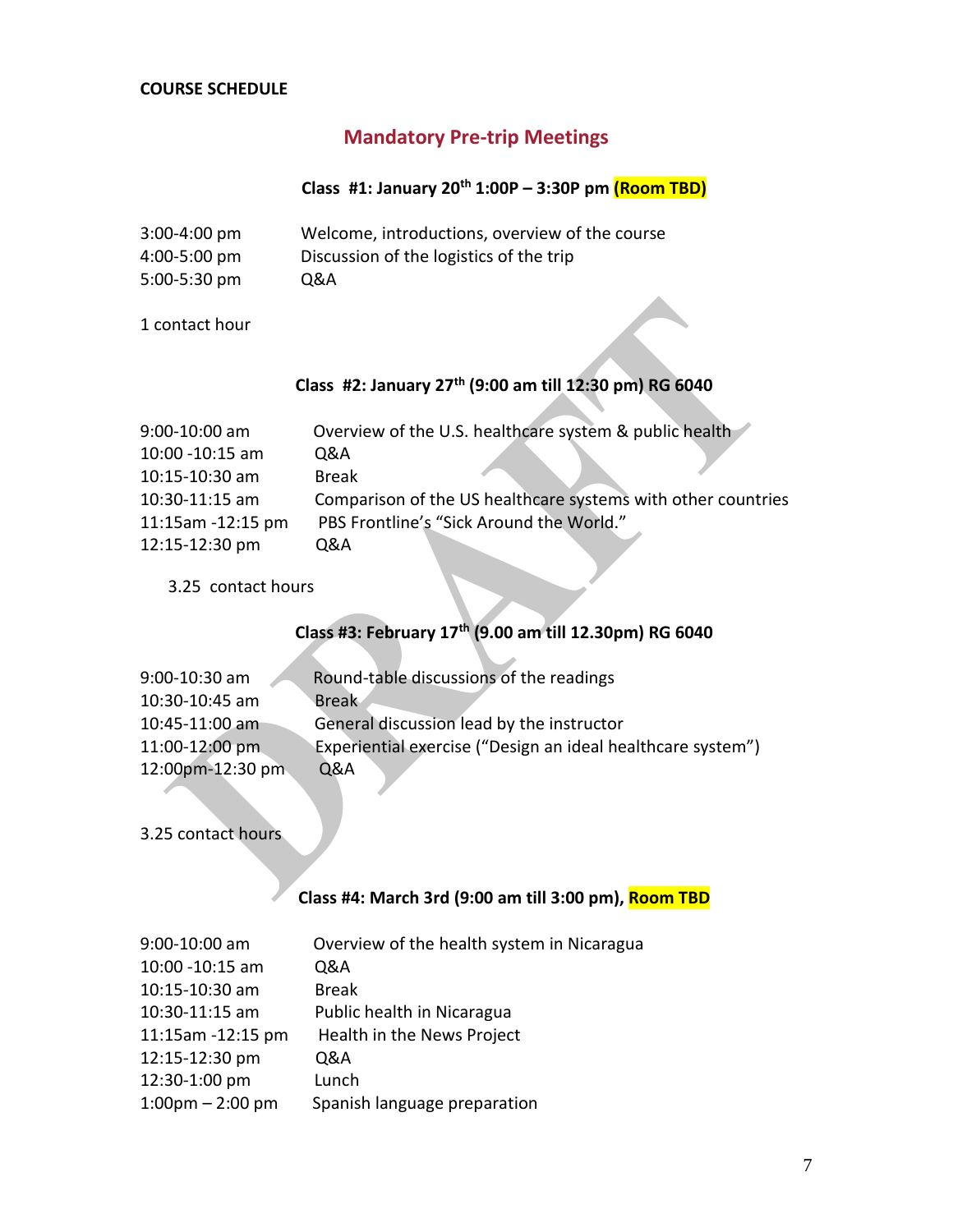**COURSE SCHEDULE**

## Mandatory Pre-trip Meetings

### Class #1: January 20th 1:00P – 3:30P pm (Room TBD)

| | |
|---|---|
| 3:00-4:00 pm | Welcome, introductions, overview of the course |
| 4:00-5:00 pm | Discussion of the logistics of the trip |
| 5:00-5:30 pm | Q&A |

1 contact hour

### Class #2: January 27th (9:00 am till 12:30 pm) RG 6040

| | |
|---|---|
| 9:00-10:00 am | Overview of the U.S. healthcare system & public health |
| 10:00 -10:15 am | Q&A |
| 10:15-10:30 am | Break |
| 10:30-11:15 am | Comparison of the US healthcare systems with other countries |
| 11:15am -12:15 pm | PBS Frontline's "Sick Around the World." |
| 12:15-12:30 pm | Q&A |

3.25 contact hours

### Class #3: February 17th (9.00 am till 12.30pm) RG 6040

| | |
|---|---|
| 9:00-10:30 am | Round-table discussions of the readings |
| 10:30-10:45 am | Break |
| 10:45-11:00 am | General discussion lead by the instructor |
| 11:00-12:00 pm | Experiential exercise ("Design an ideal healthcare system") |
| 12:00pm-12:30 pm | Q&A |

3.25 contact hours

### Class #4: March 3rd (9:00 am till 3:00 pm), Room TBD

| | |
|---|---|
| 9:00-10:00 am | Overview of the health system in Nicaragua |
| 10:00 -10:15 am | Q&A |
| 10:15-10:30 am | Break |
| 10:30-11:15 am | Public health in Nicaragua |
| 11:15am -12:15 pm | Health in the News Project |
| 12:15-12:30 pm | Q&A |
| 12:30-1:00 pm | Lunch |
| 1:00pm – 2:00 pm | Spanish language preparation |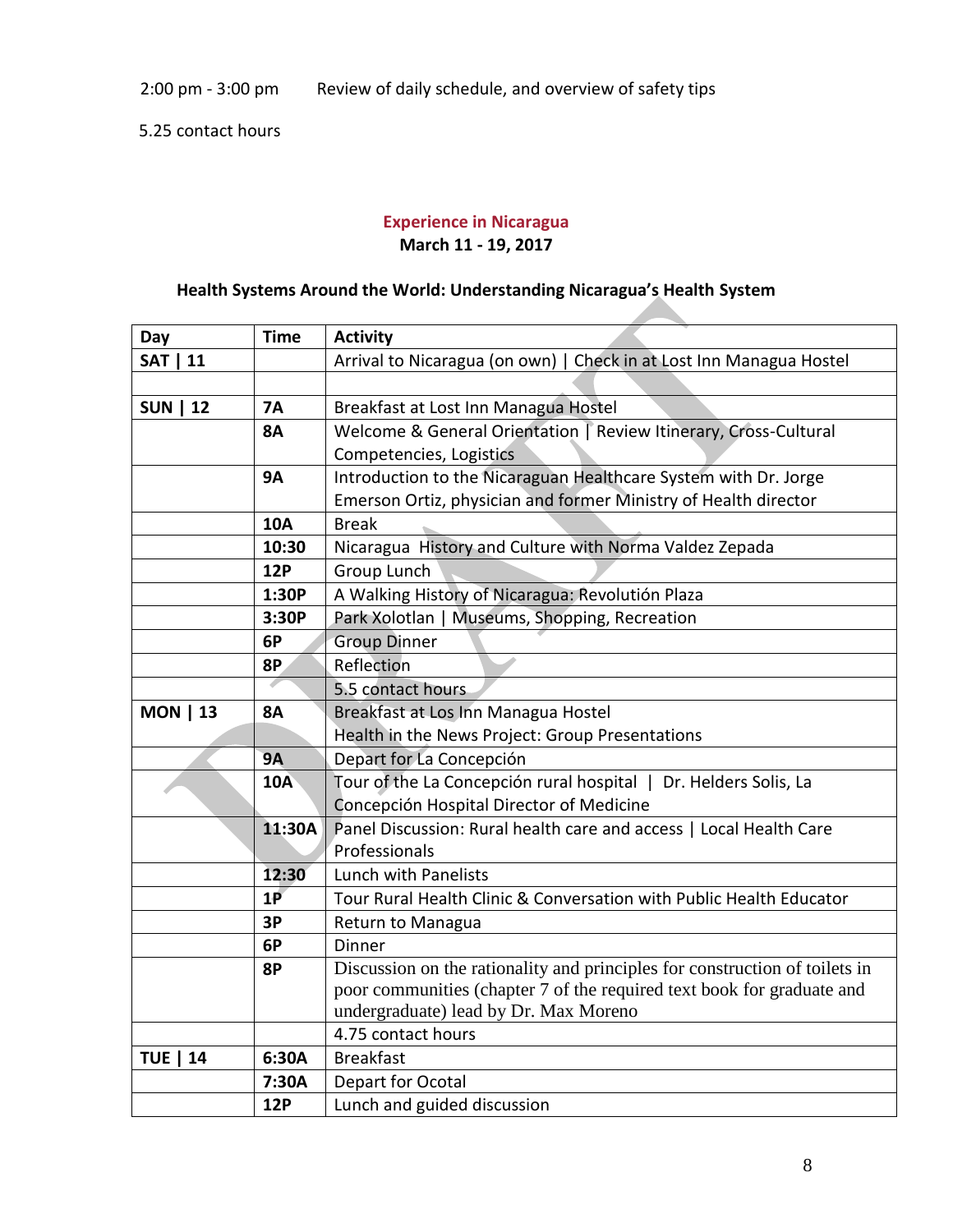2:00 pm - 3:00 pm Review of daily schedule, and overview of safety tips

5.25 contact hours

## Experience in Nicaragua

**March 11 - 19, 2017**

### Health Systems Around the World: Understanding Nicaragua's Health System

| Day | Time | Activity |
|---|---|---|
| **SAT \| 11** | | Arrival to Nicaragua (on own) \| Check in at Lost Inn Managua Hostel |
| | | |
| **SUN \| 12** | **7A** | Breakfast at Lost Inn Managua Hostel |
| | **8A** | Welcome & General Orientation \| Review Itinerary, Cross-Cultural Competencies, Logistics |
| | **9A** | Introduction to the Nicaraguan Healthcare System with Dr. Jorge Emerson Ortiz, physician and former Ministry of Health director |
| | **10A** | Break |
| | **10:30** | Nicaragua History and Culture with Norma Valdez Zepada |
| | **12P** | Group Lunch |
| | **1:30P** | A Walking History of Nicaragua: Revolutión Plaza |
| | **3:30P** | Park Xolotlan \| Museums, Shopping, Recreation |
| | **6P** | Group Dinner |
| | **8P** | Reflection |
| | | 5.5 contact hours |
| **MON \| 13** | **8A** | Breakfast at Los Inn Managua Hostel<br>Health in the News Project: Group Presentations |
| | **9A** | Depart for La Concepción |
| | **10A** | Tour of the La Concepción rural hospital \| Dr. Helders Solis, La Concepción Hospital Director of Medicine |
| | **11:30A** | Panel Discussion: Rural health care and access \| Local Health Care Professionals |
| | **12:30** | Lunch with Panelists |
| | **1P** | Tour Rural Health Clinic & Conversation with Public Health Educator |
| | **3P** | Return to Managua |
| | **6P** | Dinner |
| | **8P** | Discussion on the rationality and principles for construction of toilets in poor communities (chapter 7 of the required text book for graduate and undergraduate) lead by Dr. Max Moreno |
| | | 4.75 contact hours |
| **TUE \| 14** | **6:30A** | Breakfast |
| | **7:30A** | Depart for Ocotal |
| | **12P** | Lunch and guided discussion |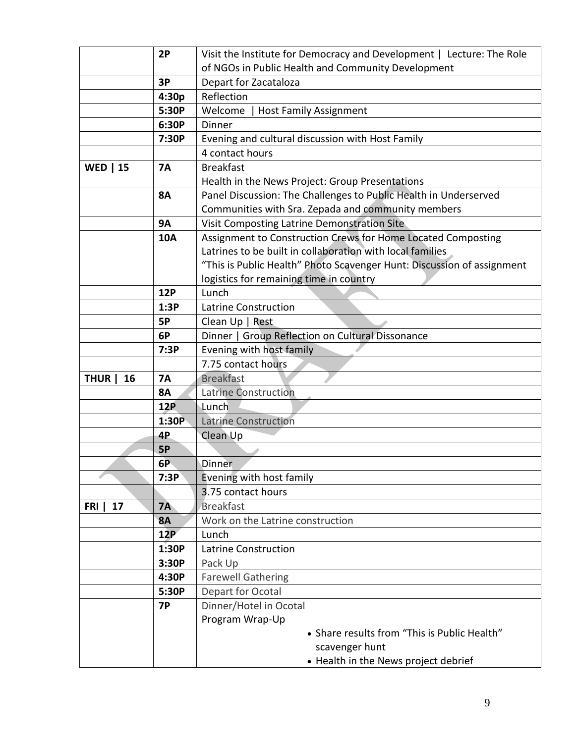| | | |
|---|---|---|
| | **2P** | Visit the Institute for Democracy and Development \| Lecture: The Role of NGOs in Public Health and Community Development |
| | **3P** | Depart for Zacataloza |
| | **4:30p** | Reflection |
| | **5:30P** | Welcome \| Host Family Assignment |
| | **6:30P** | Dinner |
| | **7:30P** | Evening and cultural discussion with Host Family |
| | | 4 contact hours |
| **WED \| 15** | **7A** | Breakfast<br>Health in the News Project: Group Presentations |
| | **8A** | Panel Discussion: The Challenges to Public Health in Underserved Communities with Sra. Zepada and community members |
| | **9A** | Visit Composting Latrine Demonstration Site |
| | **10A** | Assignment to Construction Crews for Home Located Composting Latrines to be built in collaboration with local families<br>"This is Public Health" Photo Scavenger Hunt: Discussion of assignment logistics for remaining time in country |
| | **12P** | Lunch |
| | **1:3P** | Latrine Construction |
| | **5P** | Clean Up \| Rest |
| | **6P** | Dinner \| Group Reflection on Cultural Dissonance |
| | **7:3P** | Evening with host family |
| | | 7.75 contact hours |
| **THUR \| 16** | **7A** | Breakfast |
| | **8A** | Latrine Construction |
| | **12P** | Lunch |
| | **1:30P** | Latrine Construction |
| | **4P** | Clean Up |
| | **5P** | |
| | **6P** | Dinner |
| | **7:3P** | Evening with host family |
| | | 3.75 contact hours |
| **FRI \| 17** | **7A** | Breakfast |
| | **8A** | Work on the Latrine construction |
| | **12P** | Lunch |
| | **1:30P** | Latrine Construction |
| | **3:30P** | Pack Up |
| | **4:30P** | Farewell Gathering |
| | **5:30P** | Depart for Ocotal |
| | **7P** | Dinner/Hotel in Ocotal<br>Program Wrap-Up<br>• Share results from "This is Public Health" scavenger hunt<br>• Health in the News project debrief |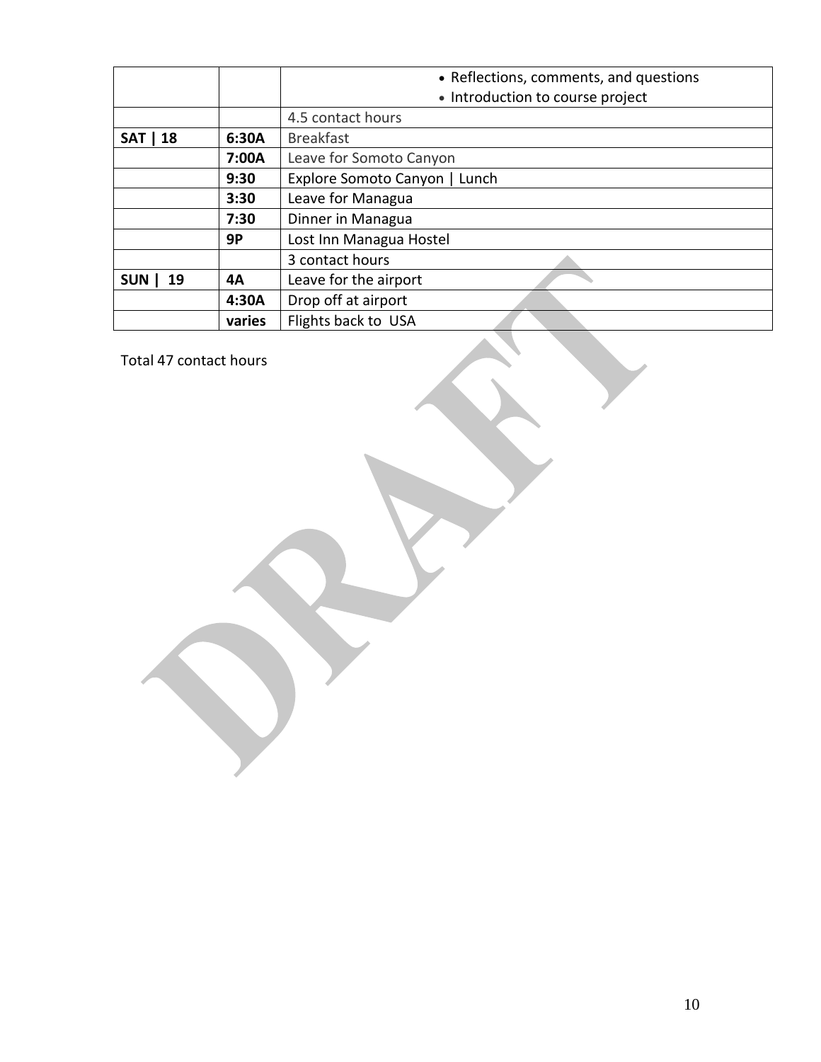| | | |
|---|---|---|
| | | • Reflections, comments, and questions<br>• Introduction to course project |
| | | 4.5 contact hours |
| **SAT \| 18** | **6:30A** | Breakfast |
| | **7:00A** | Leave for Somoto Canyon |
| | **9:30** | Explore Somoto Canyon \| Lunch |
| | **3:30** | Leave for Managua |
| | **7:30** | Dinner in Managua |
| | **9P** | Lost Inn Managua Hostel |
| | | 3 contact hours |
| **SUN \| 19** | **4A** | Leave for the airport |
| | **4:30A** | Drop off at airport |
| | **varies** | Flights back to USA |

Total 47 contact hours